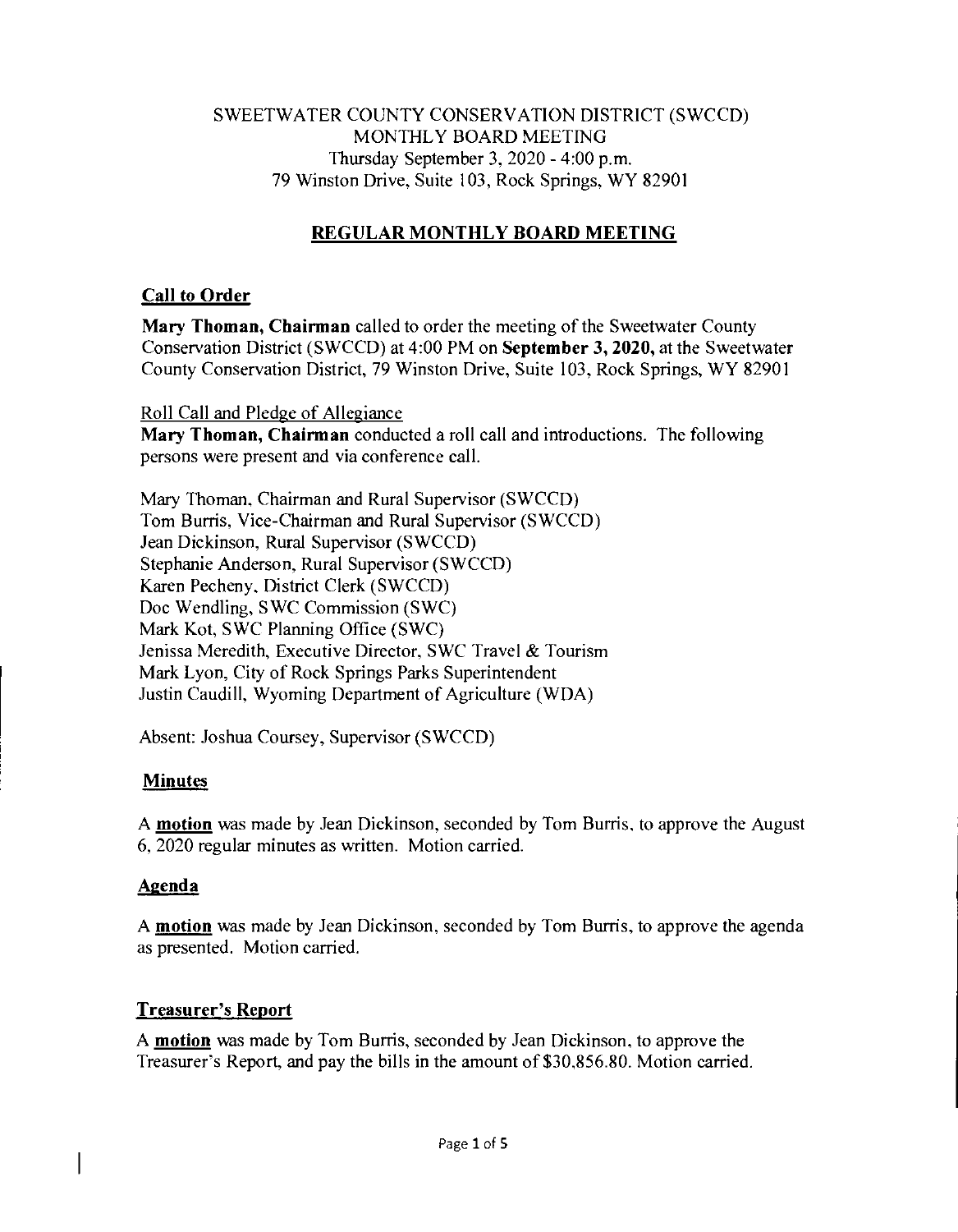SWEETWATER COUNTY CONSERVATION DISTRICT (SWCCD)
MONTHLY BOARD MEETING
Thursday September 3, 2020 - 4:00 p.m.
79 Winston Drive, Suite 103, Rock Springs, WY 82901

## REGULAR MONTHLY BOARD MEETING

### Call to Order

**Mary Thoman, Chairman** called to order the meeting of the Sweetwater County Conservation District (SWCCD) at 4:00 PM on **September 3, 2020,** at the Sweetwater County Conservation District, 79 Winston Drive, Suite 103, Rock Springs, WY 82901

Roll Call and Pledge of Allegiance

**Mary Thoman, Chairman** conducted a roll call and introductions. The following persons were present and via conference call.

Mary Thoman, Chairman and Rural Supervisor (SWCCD)
Tom Burris, Vice-Chairman and Rural Supervisor (SWCCD)
Jean Dickinson, Rural Supervisor (SWCCD)
Stephanie Anderson, Rural Supervisor (SWCCD)
Karen Pecheny, District Clerk (SWCCD)
Doc Wendling, SWC Commission (SWC)
Mark Kot, SWC Planning Office (SWC)
Jenissa Meredith, Executive Director, SWC Travel & Tourism
Mark Lyon, City of Rock Springs Parks Superintendent
Justin Caudill, Wyoming Department of Agriculture (WDA)

Absent: Joshua Coursey, Supervisor (SWCCD)

### Minutes

A **motion** was made by Jean Dickinson, seconded by Tom Burris, to approve the August 6, 2020 regular minutes as written. Motion carried.

### Agenda

A **motion** was made by Jean Dickinson, seconded by Tom Burris, to approve the agenda as presented. Motion carried.

### Treasurer's Report

A **motion** was made by Tom Burris, seconded by Jean Dickinson, to approve the Treasurer's Report, and pay the bills in the amount of $30,856.80. Motion carried.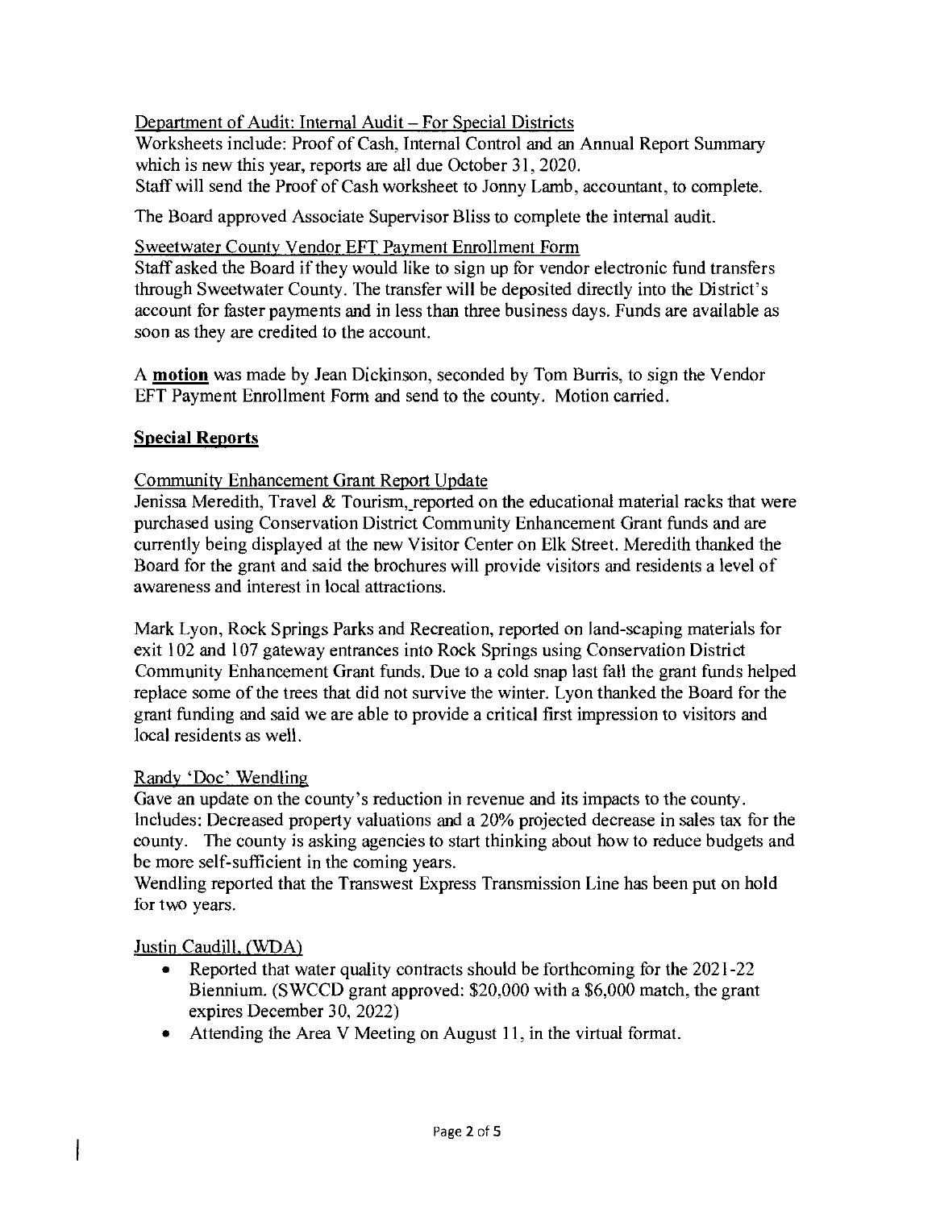Department of Audit: Internal Audit – For Special Districts

Worksheets include: Proof of Cash, Internal Control and an Annual Report Summary which is new this year, reports are all due October 31, 2020.
Staff will send the Proof of Cash worksheet to Jonny Lamb, accountant, to complete.

The Board approved Associate Supervisor Bliss to complete the internal audit.

Sweetwater County Vendor EFT Payment Enrollment Form

Staff asked the Board if they would like to sign up for vendor electronic fund transfers through Sweetwater County. The transfer will be deposited directly into the District's account for faster payments and in less than three business days. Funds are available as soon as they are credited to the account.

A **motion** was made by Jean Dickinson, seconded by Tom Burris, to sign the Vendor EFT Payment Enrollment Form and send to the county. Motion carried.

## Special Reports

Community Enhancement Grant Report Update

Jenissa Meredith, Travel & Tourism, reported on the educational material racks that were purchased using Conservation District Community Enhancement Grant funds and are currently being displayed at the new Visitor Center on Elk Street. Meredith thanked the Board for the grant and said the brochures will provide visitors and residents a level of awareness and interest in local attractions.

Mark Lyon, Rock Springs Parks and Recreation, reported on land-scaping materials for exit 102 and 107 gateway entrances into Rock Springs using Conservation District Community Enhancement Grant funds. Due to a cold snap last fall the grant funds helped replace some of the trees that did not survive the winter. Lyon thanked the Board for the grant funding and said we are able to provide a critical first impression to visitors and local residents as well.

Randy 'Doc' Wendling

Gave an update on the county's reduction in revenue and its impacts to the county. Includes: Decreased property valuations and a 20% projected decrease in sales tax for the county. The county is asking agencies to start thinking about how to reduce budgets and be more self-sufficient in the coming years.
Wendling reported that the Transwest Express Transmission Line has been put on hold for two years.

Justin Caudill, (WDA)

- Reported that water quality contracts should be forthcoming for the 2021-22 Biennium. (SWCCD grant approved: $20,000 with a $6,000 match, the grant expires December 30, 2022)
- Attending the Area V Meeting on August 11, in the virtual format.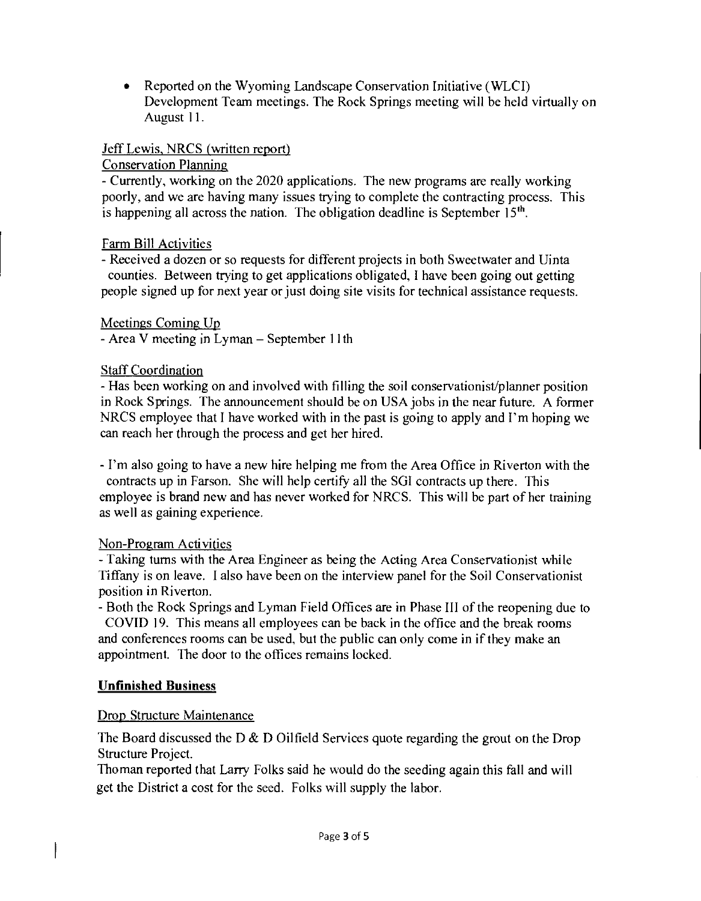- Reported on the Wyoming Landscape Conservation Initiative (WLCI) Development Team meetings. The Rock Springs meeting will be held virtually on August 11.

Jeff Lewis, NRCS (written report)

Conservation Planning

- Currently, working on the 2020 applications. The new programs are really working poorly, and we are having many issues trying to complete the contracting process. This is happening all across the nation. The obligation deadline is September 15th.

Farm Bill Activities

- Received a dozen or so requests for different projects in both Sweetwater and Uinta counties. Between trying to get applications obligated, I have been going out getting people signed up for next year or just doing site visits for technical assistance requests.

Meetings Coming Up

- Area V meeting in Lyman – September 11th

Staff Coordination

- Has been working on and involved with filling the soil conservationist/planner position in Rock Springs. The announcement should be on USA jobs in the near future. A former NRCS employee that I have worked with in the past is going to apply and I'm hoping we can reach her through the process and get her hired.

- I'm also going to have a new hire helping me from the Area Office in Riverton with the contracts up in Farson. She will help certify all the SGI contracts up there. This employee is brand new and has never worked for NRCS. This will be part of her training as well as gaining experience.

Non-Program Activities

- Taking turns with the Area Engineer as being the Acting Area Conservationist while Tiffany is on leave. I also have been on the interview panel for the Soil Conservationist position in Riverton.
- Both the Rock Springs and Lyman Field Offices are in Phase III of the reopening due to COVID 19. This means all employees can be back in the office and the break rooms and conferences rooms can be used, but the public can only come in if they make an appointment. The door to the offices remains locked.

**Unfinished Business**

Drop Structure Maintenance

The Board discussed the D & D Oilfield Services quote regarding the grout on the Drop Structure Project.

Thoman reported that Larry Folks said he would do the seeding again this fall and will get the District a cost for the seed. Folks will supply the labor.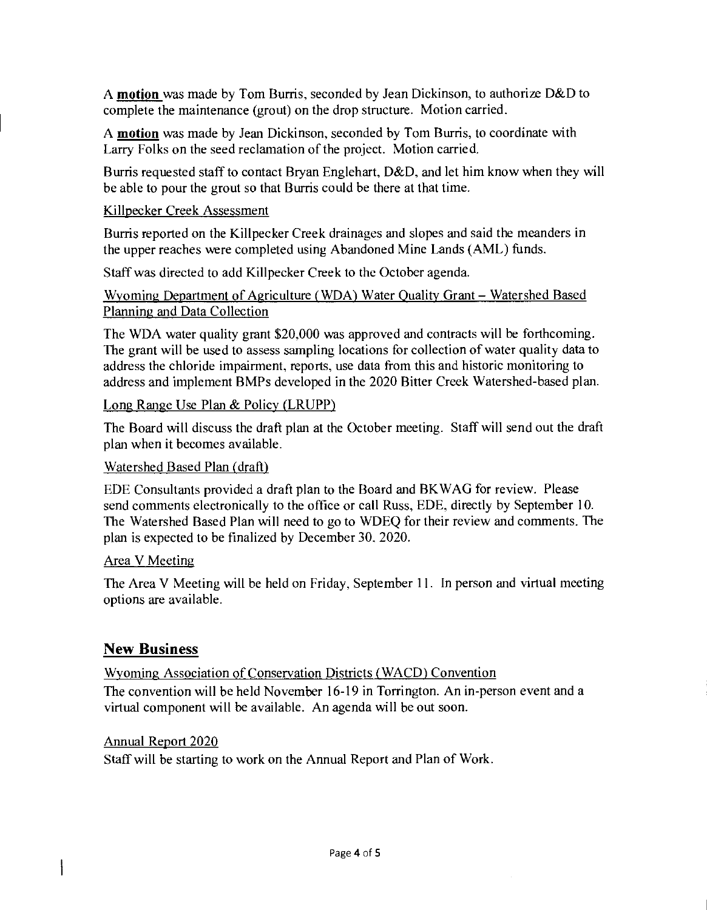A **motion** was made by Tom Burris, seconded by Jean Dickinson, to authorize D&D to complete the maintenance (grout) on the drop structure. Motion carried.

A **motion** was made by Jean Dickinson, seconded by Tom Burris, to coordinate with Larry Folks on the seed reclamation of the project. Motion carried.

Burris requested staff to contact Bryan Englehart, D&D, and let him know when they will be able to pour the grout so that Burris could be there at that time.

Killpecker Creek Assessment

Burris reported on the Killpecker Creek drainages and slopes and said the meanders in the upper reaches were completed using Abandoned Mine Lands (AML) funds.

Staff was directed to add Killpecker Creek to the October agenda.

Wyoming Department of Agriculture (WDA) Water Quality Grant – Watershed Based Planning and Data Collection

The WDA water quality grant $20,000 was approved and contracts will be forthcoming. The grant will be used to assess sampling locations for collection of water quality data to address the chloride impairment, reports, use data from this and historic monitoring to address and implement BMPs developed in the 2020 Bitter Creek Watershed-based plan.

Long Range Use Plan & Policy (LRUPP)

The Board will discuss the draft plan at the October meeting. Staff will send out the draft plan when it becomes available.

Watershed Based Plan (draft)

EDE Consultants provided a draft plan to the Board and BKWAG for review. Please send comments electronically to the office or call Russ, EDE, directly by September 10. The Watershed Based Plan will need to go to WDEQ for their review and comments. The plan is expected to be finalized by December 30, 2020.

Area V Meeting

The Area V Meeting will be held on Friday, September 11. In person and virtual meeting options are available.

## New Business

Wyoming Association of Conservation Districts (WACD) Convention

The convention will be held November 16-19 in Torrington. An in-person event and a virtual component will be available. An agenda will be out soon.

Annual Report 2020

Staff will be starting to work on the Annual Report and Plan of Work.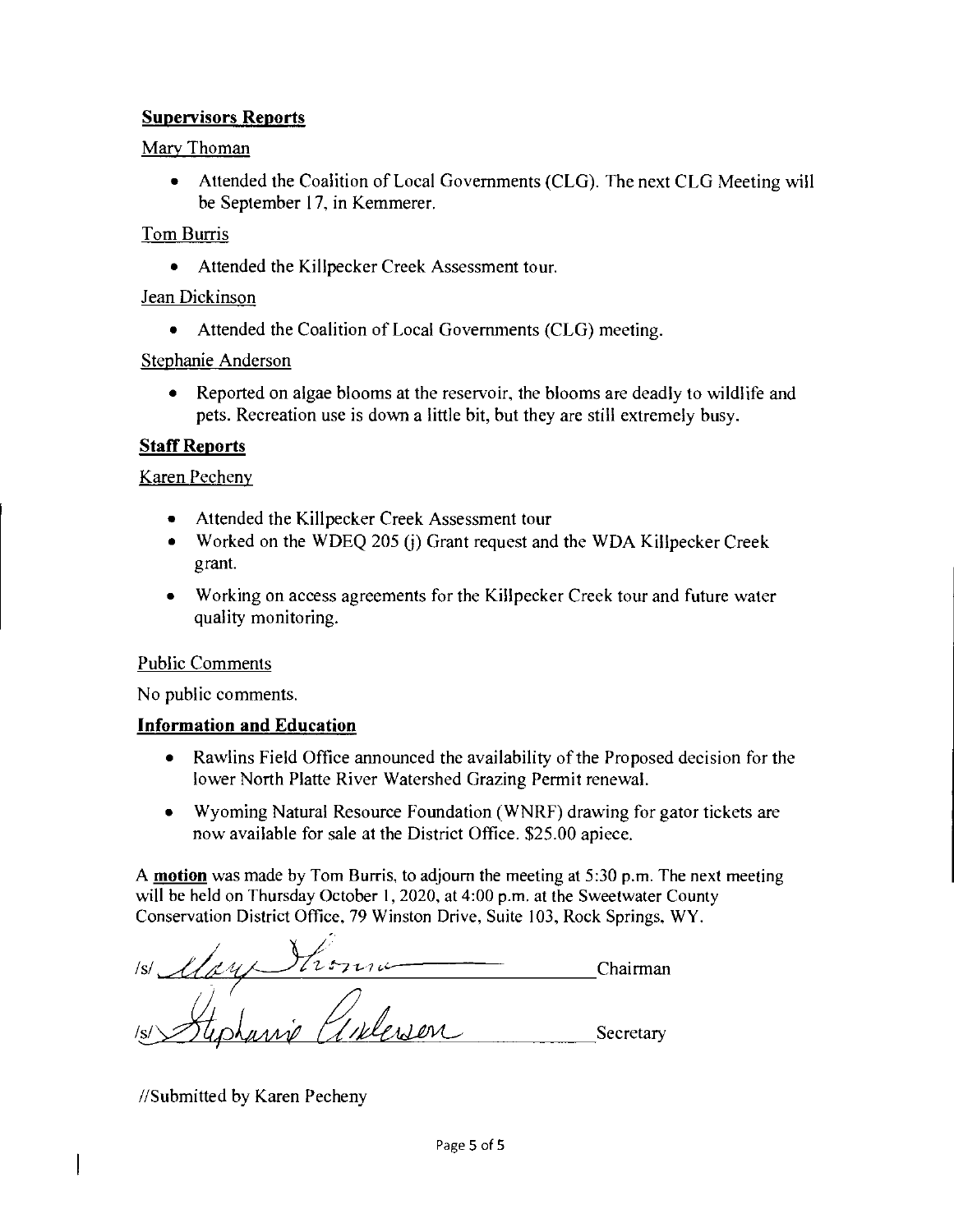## Supervisors Reports

Mary Thoman

- Attended the Coalition of Local Governments (CLG). The next CLG Meeting will be September 17, in Kemmerer.

Tom Burris

- Attended the Killpecker Creek Assessment tour.

Jean Dickinson

- Attended the Coalition of Local Governments (CLG) meeting.

Stephanie Anderson

- Reported on algae blooms at the reservoir, the blooms are deadly to wildlife and pets. Recreation use is down a little bit, but they are still extremely busy.

## Staff Reports

Karen Pecheny

- Attended the Killpecker Creek Assessment tour
- Worked on the WDEQ 205 (j) Grant request and the WDA Killpecker Creek grant.
- Working on access agreements for the Killpecker Creek tour and future water quality monitoring.

Public Comments

No public comments.

## Information and Education

- Rawlins Field Office announced the availability of the Proposed decision for the lower North Platte River Watershed Grazing Permit renewal.
- Wyoming Natural Resource Foundation (WNRF) drawing for gator tickets are now available for sale at the District Office. $25.00 apiece.

A **motion** was made by Tom Burris, to adjourn the meeting at 5:30 p.m. The next meeting will be held on Thursday October 1, 2020, at 4:00 p.m. at the Sweetwater County Conservation District Office, 79 Winston Drive, Suite 103, Rock Springs, WY.

/s/ Mary Thoman Chairman

/s/ Stephanie Anderson Secretary

//Submitted by Karen Pecheny